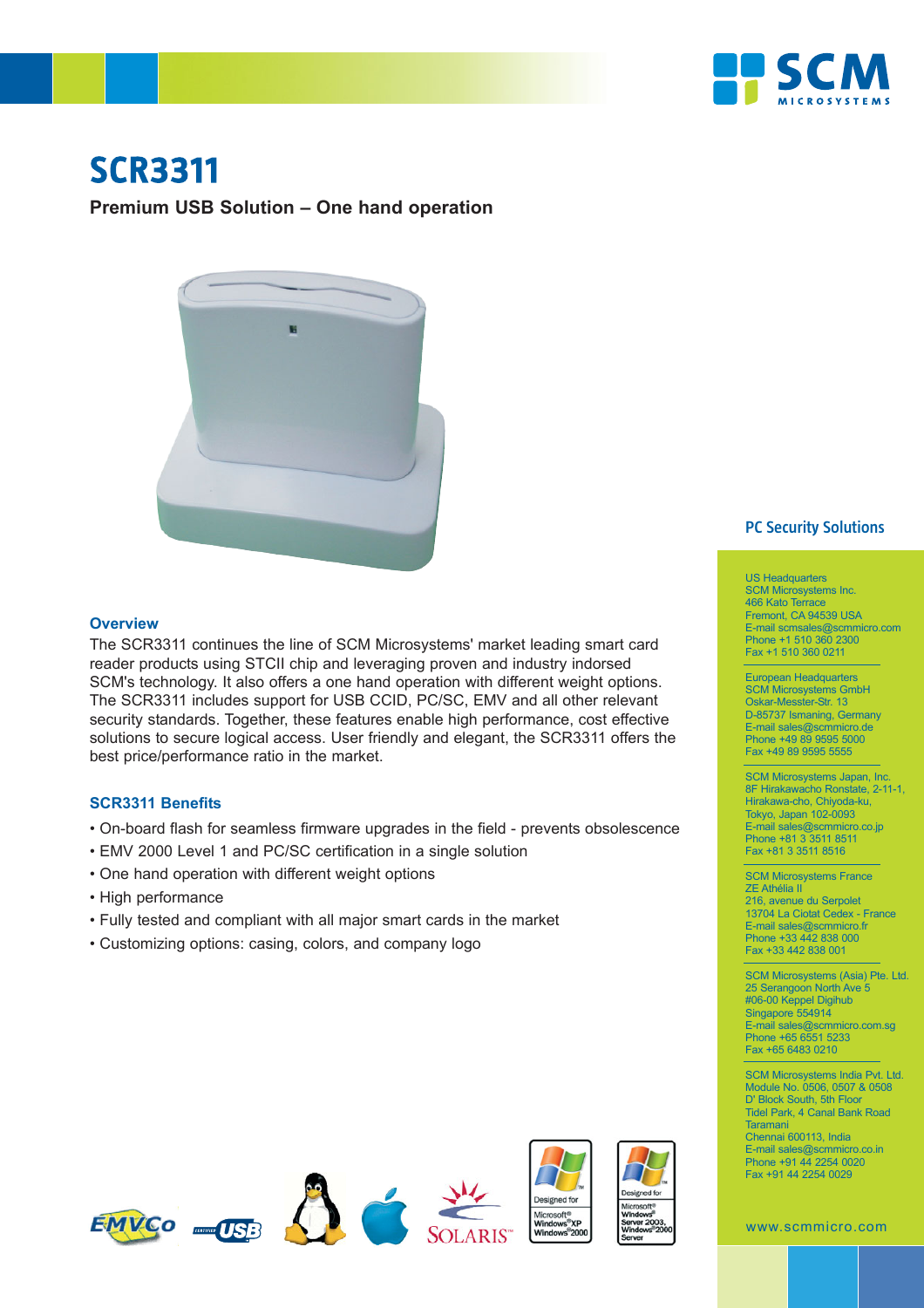# SCR3311

**Premium USB Solution – One hand operation**

## Overview

The SCR3311 continues the line of SCM Microsystems' market leading smart card reader products using STCII chip and leveraging proven and industry indorsed SCM's technology. It also offers a one hand operation with different weight options. The SCR3311 includes support for USB CCID, PC/SC, EMV and all other relevant security standards. Together, these features enable high performance, cost effective solutions to secure logical access. User friendly and elegant, the SCR3311 offers the best price/performance ratio in the market.

## SCR3311 Benefits

- On-board flash for seamless firmware upgrades in the field - prevents obsolescence
- EMV 2000 Level 1 and PC/SC certification in a single solution
- One hand operation with different weight options
- High performance
- Fully tested and compliant with all major smart cards in the market
- Customizing options: casing, colors, and company logo

## PC Security Solutions

US Headquarters
SCM Microsystems Inc.
466 Kato Terrace
Fremont, CA 94539 USA
E-mail scmsales@scmmicro.com
Phone +1 510 360 2300
Fax +1 510 360 0211

European Headquarters
SCM Microsystems GmbH
Oskar-Messter-Str. 13
D-85737 Ismaning, Germany
E-mail sales@scmmicro.de
Phone +49 89 9595 5000
Fax +49 89 9595 5555

SCM Microsystems Japan, Inc.
8F Hirakawacho Ronstate, 2-11-1,
Hirakawa-cho, Chiyoda-ku,
Tokyo, Japan 102-0093
E-mail sales@scmmicro.co.jp
Phone +81 3 3511 8511
Fax +81 3 3511 8516

SCM Microsystems France
ZE Athélia II
216, avenue du Serpolet
13704 La Ciotat Cedex - France
E-mail sales@scmmicro.fr
Phone +33 442 838 000
Fax +33 442 838 001

SCM Microsystems (Asia) Pte. Ltd.
25 Serangoon North Ave 5
#06-00 Keppel Digihub
Singapore 554914
E-mail sales@scmmicro.com.sg
Phone +65 6551 5233
Fax +65 6483 0210

SCM Microsystems India Pvt. Ltd.
Module No. 0506, 0507 & 0508
D' Block South, 5th Floor
Tidel Park, 4 Canal Bank Road
Taramani
Chennai 600113, India
E-mail sales@scmmicro.co.in
Phone +91 44 2254 0020
Fax +91 44 2254 0029

www.scmmicro.com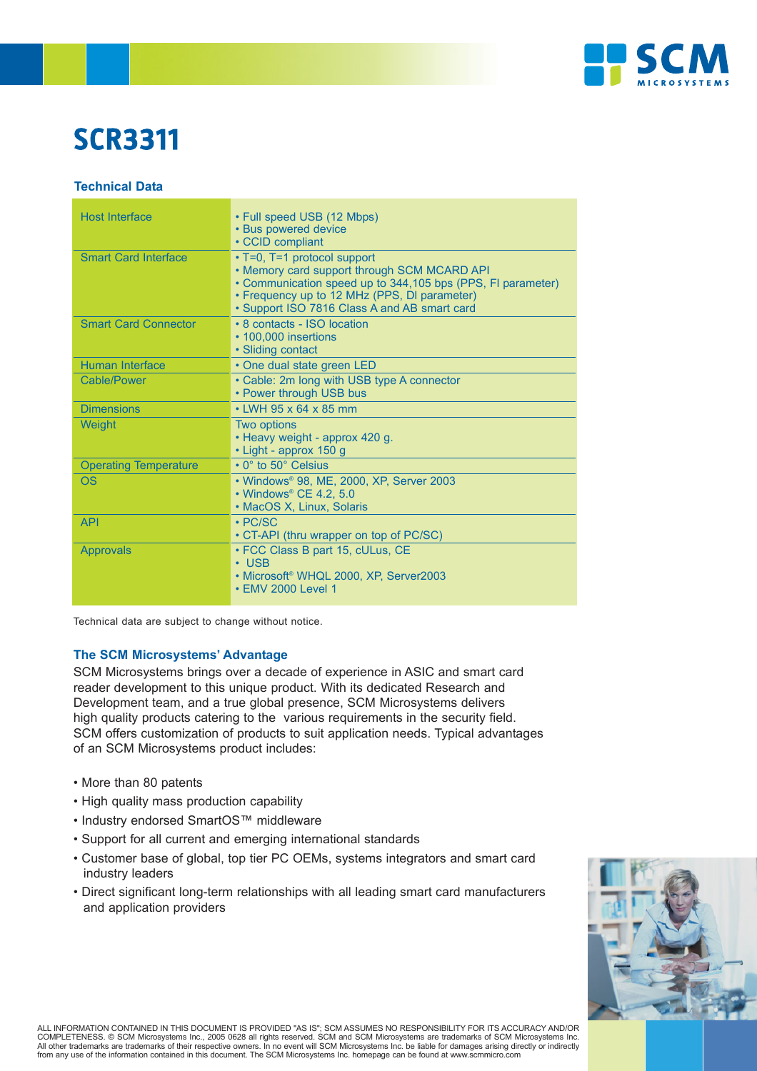# SCR3311

### Technical Data

| | |
|---|---|
| Host Interface | • Full speed USB (12 Mbps)<br>• Bus powered device<br>• CCID compliant |
| Smart Card Interface | • T=0, T=1 protocol support<br>• Memory card support through SCM MCARD API<br>• Communication speed up to 344,105 bps (PPS, FI parameter)<br>• Frequency up to 12 MHz (PPS, DI parameter)<br>• Support ISO 7816 Class A and AB smart card |
| Smart Card Connector | • 8 contacts - ISO location<br>• 100,000 insertions<br>• Sliding contact |
| Human Interface | • One dual state green LED |
| Cable/Power | • Cable: 2m long with USB type A connector<br>• Power through USB bus |
| Dimensions | • LWH 95 x 64 x 85 mm |
| Weight | Two options<br>• Heavy weight - approx 420 g.<br>• Light - approx 150 g |
| Operating Temperature | • 0° to 50° Celsius |
| OS | • Windows® 98, ME, 2000, XP, Server 2003<br>• Windows® CE 4.2, 5.0<br>• MacOS X, Linux, Solaris |
| API | • PC/SC<br>• CT-API (thru wrapper on top of PC/SC) |
| Approvals | • FCC Class B part 15, cULus, CE<br>• USB<br>• Microsoft® WHQL 2000, XP, Server2003<br>• EMV 2000 Level 1 |

Technical data are subject to change without notice.

### The SCM Microsystems' Advantage

SCM Microsystems brings over a decade of experience in ASIC and smart card reader development to this unique product. With its dedicated Research and Development team, and a true global presence, SCM Microsystems delivers high quality products catering to the various requirements in the security field. SCM offers customization of products to suit application needs. Typical advantages of an SCM Microsystems product includes:

- More than 80 patents
- High quality mass production capability
- Industry endorsed SmartOS™ middleware
- Support for all current and emerging international standards
- Customer base of global, top tier PC OEMs, systems integrators and smart card industry leaders
- Direct significant long-term relationships with all leading smart card manufacturers and application providers

ALL INFORMATION CONTAINED IN THIS DOCUMENT IS PROVIDED "AS IS"; SCM ASSUMES NO RESPONSIBILITY FOR ITS ACCURACY AND/OR COMPLETENESS. © SCM Microsystems Inc., 2005 0628 all rights reserved. SCM and SCM Microsystems are trademarks of SCM Microsystems Inc. All other trademarks are trademarks of their respective owners. In no event will SCM Microsystems Inc. be liable for damages arising directly or indirectly from any use of the information contained in this document. The SCM Microsystems Inc. homepage can be found at www.scmmicro.com